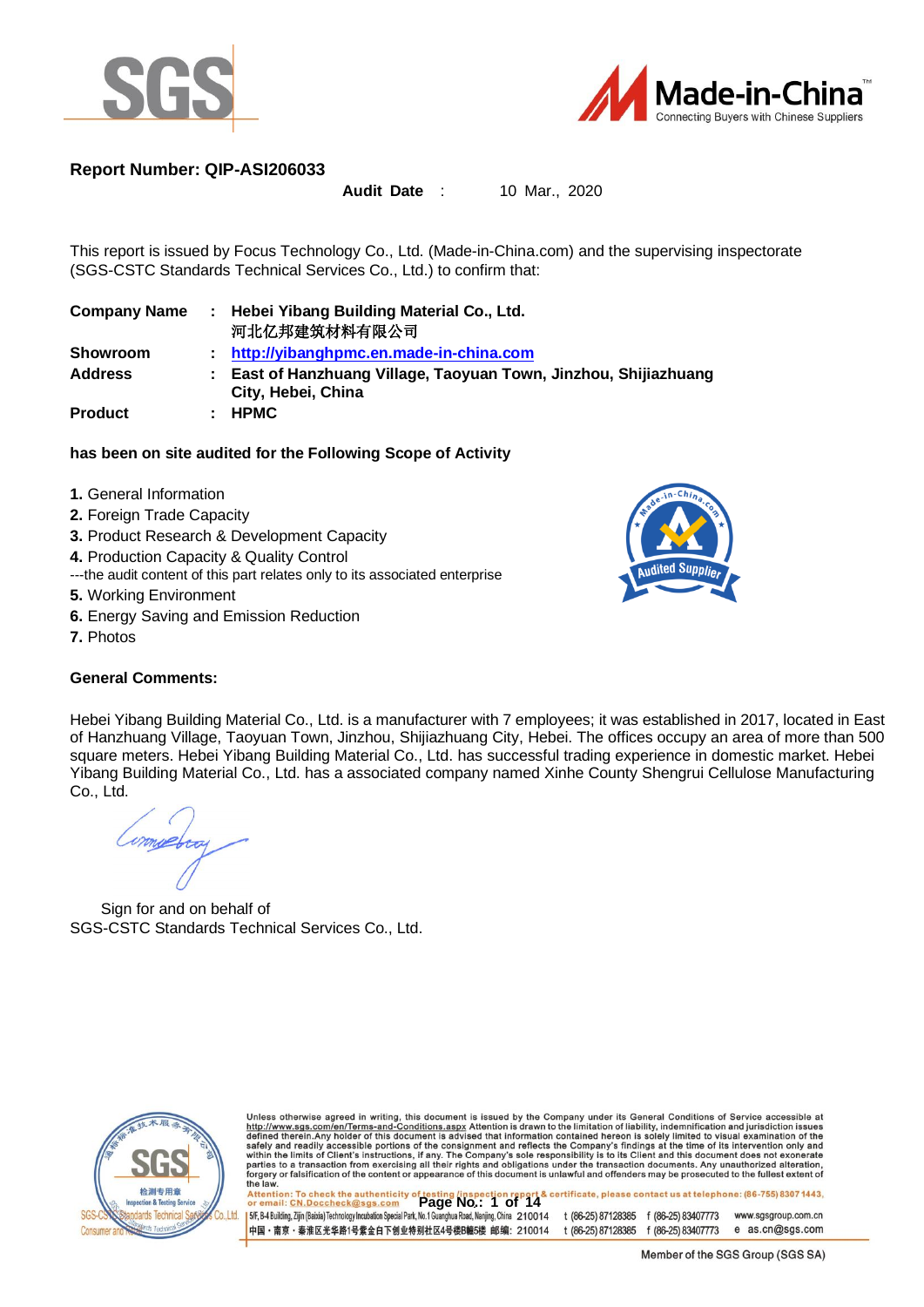**Report Number: QIP-ASI206033**

**Audit Date** : 10 Mar., 2020

This report is issued by Focus Technology Co., Ltd. (Made-in-China.com) and the supervising inspectorate (SGS-CSTC Standards Technical Services Co., Ltd.) to confirm that:

| | | |
|---|---|---|
| **Company Name** | : | **Hebei Yibang Building Material Co., Ltd.** 河北亿邦建筑材料有限公司 |
| **Showroom** | : | **http://yibanghpmc.en.made-in-china.com** |
| **Address** | : | **East of Hanzhuang Village, Taoyuan Town, Jinzhou, Shijiazhuang City, Hebei, China** |
| **Product** | : | **HPMC** |

**has been on site audited for the Following Scope of Activity**

1. General Information
2. Foreign Trade Capacity
3. Product Research & Development Capacity
4. Production Capacity & Quality Control
---the audit content of this part relates only to its associated enterprise
5. Working Environment
6. Energy Saving and Emission Reduction
7. Photos

**General Comments:**

Hebei Yibang Building Material Co., Ltd. is a manufacturer with 7 employees; it was established in 2017, located in East of Hanzhuang Village, Taoyuan Town, Jinzhou, Shijiazhuang City, Hebei. The offices occupy an area of more than 500 square meters. Hebei Yibang Building Material Co., Ltd. has successful trading experience in domestic market. Hebei Yibang Building Material Co., Ltd. has a associated company named Xinhe County Shengrui Cellulose Manufacturing Co., Ltd.

Sign for and on behalf of
SGS-CSTC Standards Technical Services Co., Ltd.

Unless otherwise agreed in writing, this document is issued by the Company under its General Conditions of Service accessible at http://www.sgs.com/en/Terms-and-Conditions.aspx Attention is drawn to the limitation of liability, indemnification and jurisdiction issues defined therein.Any holder of this document is advised that information contained hereon is solely limited to visual examination of the safely and readily accessible portions of the consignment and reflects the Company's findings at the time of its intervention only and within the limits of Client's instructions, if any. The Company's sole responsibility is to its Client and this document does not exonerate parties to a transaction from exercising all their rights and obligations under the transaction documents. Any unauthorized alteration, forgery or falsification of the content or appearance of this document is unlawful and offenders may be prosecuted to the fullest extent of the law.

Attention: To check the authenticity of testing /inspection report & certificate, please contact us at telephone: (86-755) 8307 1443, or email: CN.Doccheck@sgs.com

5/F, B-4 Building, Zijin (Baixia) Technology Incubation Special Park, No.1 Guanghua Road, Nanjing, China 210014 t (86-25) 87128385 f (86-25) 83407773 www.sgsgroup.com.cn
中国・南京・秦淮区光华路1号紫金白下创业特别社区4号楼B幢5楼 邮编: 210014 t (86-25) 87128385 f (86-25) 83407773 e as.cn@sgs.com

Member of the SGS Group (SGS SA)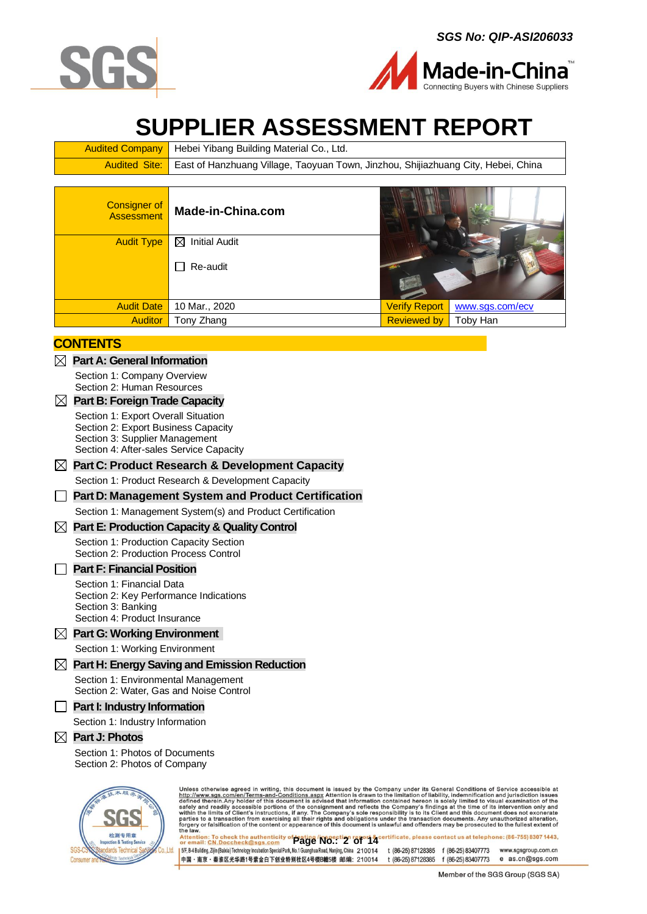SGS No: QIP-ASI206033

# SUPPLIER ASSESSMENT REPORT

| Audited Company | Hebei Yibang Building Material Co., Ltd. |
|---|---|
| Audited Site: | East of Hanzhuang Village, Taoyuan Town, Jinzhou, Shijiazhuang City, Hebei, China |

| Consigner of Assessment | Made-in-China.com | | |
|---|---|---|---|
| Audit Type | ☒ Initial Audit<br>☐ Re-audit | | |
| Audit Date | 10 Mar., 2020 | Verify Report | www.sgs.com/ecv |
| Auditor | Tony Zhang | Reviewed by | Toby Han |

## CONTENTS

☒ **Part A: General Information**
- Section 1: Company Overview
- Section 2: Human Resources

☒ **Part B: Foreign Trade Capacity**
- Section 1: Export Overall Situation
- Section 2: Export Business Capacity
- Section 3: Supplier Management
- Section 4: After-sales Service Capacity

☒ **Part C: Product Research & Development Capacity**
- Section 1: Product Research & Development Capacity

☐ **Part D: Management System and Product Certification**
- Section 1: Management System(s) and Product Certification

☒ **Part E: Production Capacity & Quality Control**
- Section 1: Production Capacity Section
- Section 2: Production Process Control

☐ **Part F: Financial Position**
- Section 1: Financial Data
- Section 2: Key Performance Indications
- Section 3: Banking
- Section 4: Product Insurance

☒ **Part G: Working Environment**
- Section 1: Working Environment

☒ **Part H: Energy Saving and Emission Reduction**
- Section 1: Environmental Management
- Section 2: Water, Gas and Noise Control

☐ **Part I: Industry Information**
- Section 1: Industry Information

☒ **Part J: Photos**
- Section 1: Photos of Documents
- Section 2: Photos of Company

Unless otherwise agreed in writing, this document is issued by the Company under its General Conditions of Service accessible at http://www.sgs.com/en/Terms-and-Conditions.aspx Attention is drawn to the limitation of liability, indemnification and jurisdiction issues defined therein.Any holder of this document is advised that information contained hereon is solely limited to visual examination of the safely and readily accessible portions of the consignment and reflects the Company's findings at the time of its intervention only and within the limits of Client's instructions, if any. The Company's sole responsibility is to its Client and this document does not exonerate parties to a transaction from exercising all their rights and obligations under the transaction documents. Any unauthorized alteration, forgery or falsification of the content or appearance of this document is unlawful and offenders may be prosecuted to the fullest extent of the law.

Attention: To check the authenticity of testing/inspection report & certificate, please contact us at telephone: (86-755) 8307 1443, or email: CN.Doccheck@sgs.com

5F, B-4 Building, Zijin (Baixia) Technology Incubation Special Park, No.1 Guanghua Road, Nanjing, China 210014 t (86-25) 87128385 f (86-25) 83407773 www.sgsgroup.com.cn
中国・南京・秦淮区光华路1号紫金白下创业特别社区4号楼B幢5楼 邮编: 210014 t (86-25) 87128385 f (86-25) 83407773 e as.cn@sgs.com

Member of the SGS Group (SGS SA)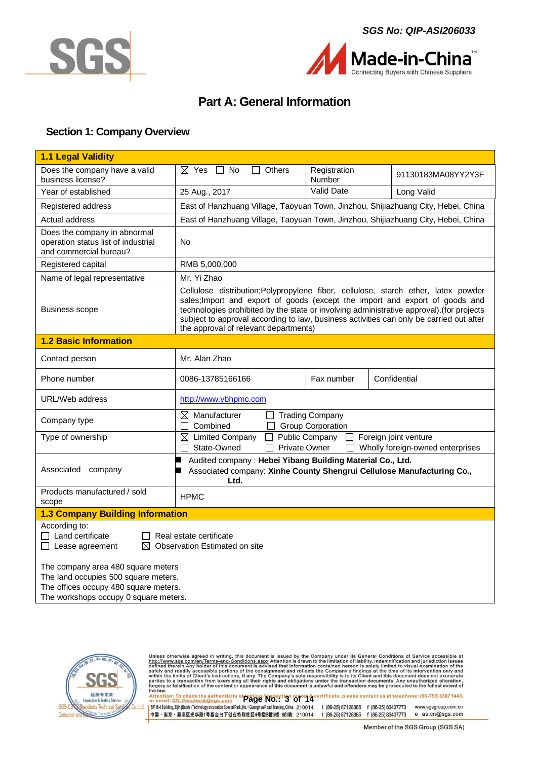SGS No: QIP-ASI206033

# Part A: General Information

## Section 1: Company Overview

| **1.1 Legal Validity** | | | |
|---|---|---|---|
| Does the company have a valid business license? | ☒ Yes ☐ No ☐ Others | Registration Number | 91130183MA08YY2Y3F |
| Year of established | 25 Aug., 2017 | Valid Date | Long Valid |
| Registered address | East of Hanzhuang Village, Taoyuan Town, Jinzhou, Shijiazhuang City, Hebei, China | | |
| Actual address | East of Hanzhuang Village, Taoyuan Town, Jinzhou, Shijiazhuang City, Hebei, China | | |
| Does the company in abnormal operation status list of industrial and commercial bureau? | No | | |
| Registered capital | RMB 5,000,000 | | |
| Name of legal representative | Mr. Yi Zhao | | |
| Business scope | Cellulose distribution;Polypropylene fiber, cellulose, starch ether, latex powder sales;Import and export of goods (except the import and export of goods and technologies prohibited by the state or involving administrative approval).(for projects subject to approval according to law, business activities can only be carried out after the approval of relevant departments) | | |
| **1.2 Basic Information** | | | |
| Contact person | Mr. Alan Zhao | | |
| Phone number | 0086-13785166166 | Fax number | Confidential |
| URL/Web address | http://www.ybhpmc.com | | |
| Company type | ☒ Manufacturer ☐ Trading Company<br>☐ Combined ☐ Group Corporation | | |
| Type of ownership | ☒ Limited Company ☐ Public Company ☐ Foreign joint venture<br>☐ State-Owned ☐ Private Owner ☐ Wholly foreign-owned enterprises | | |
| Associated company | ■ Audited company : **Hebei Yibang Building Material Co., Ltd.**<br>■ Associated company: **Xinhe County Shengrui Cellulose Manufacturing Co., Ltd.** | | |
| Products manufactured / sold scope | HPMC | | |
| **1.3 Company Building Information** | | | |

According to:
☐ Land certificate ☐ Real estate certificate
☐ Lease agreement ☒ Observation Estimated on site

The company area 480 square meters
The land occupies 500 square meters.
The offices occupy 480 square meters.
The workshops occupy 0 square meters.

Unless otherwise agreed in writing, this document is issued by the Company under its General Conditions of Service accessible at http://www.sgs.com/en/Terms-and-Conditions.aspx Attention is drawn to the limitation of liability, indemnification and jurisdiction issues defined therein.Any holder of this document is advised that information contained hereon is solely limited to visual examination of the safely and readily accessible portions of the consignment and reflects the Company's findings at the time of its intervention only and within the limits of Client's instructions, if any. The Company's sole responsibility is to its Client and this document does not exonerate parties to a transaction from exercising all their rights and obligations under the transaction documents. Any unauthorized alteration, forgery or falsification of the content or appearance of this document is unlawful and offenders may be prosecuted to the fullest extent of the law.

Attention: To check the authenticity of testing/inspection report & certificate, please contact us at telephone: (86-755) 8307 1443, or email: CN.Doccheck@sgs.com

5/F, B-4 Building, Zijin (Baixia) Technology Incubation Special Park, No.1 Guanghua Road, Nanjing, China 210014 t (86-25) 87128385 f (86-25) 83407773 www.sgsgroup.com.cn
中国・南京・秦淮区光华路1号紫金白下创业特别社区4号楼B幢5楼 邮编: 210014 t (86-25) 87128385 f (86-25) 83407773 e as.cn@sgs.com

Member of the SGS Group (SGS SA)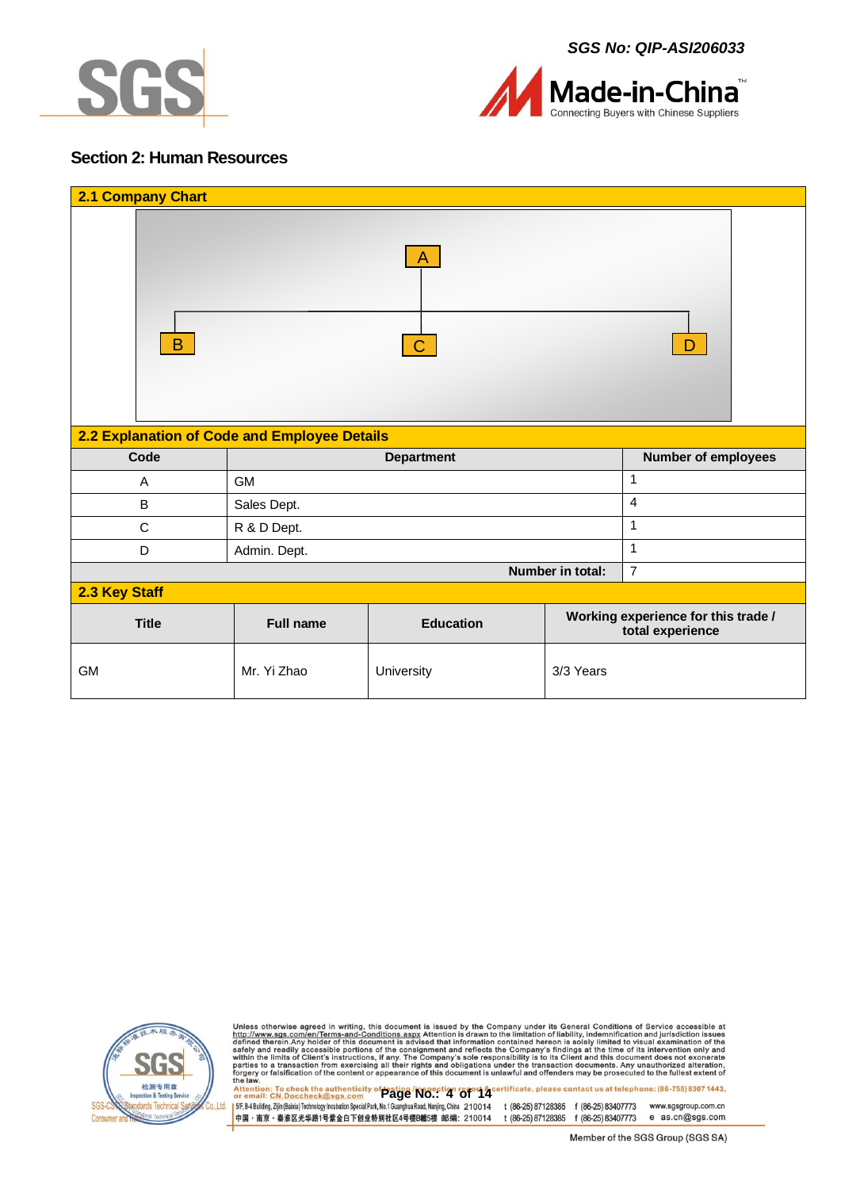## Section 2: Human Resources

### 2.1 Company Chart

A

B　　C　　D

### 2.2 Explanation of Code and Employee Details

| Code | Department | Number of employees |
|---|---|---|
| A | GM | 1 |
| B | Sales Dept. | 4 |
| C | R & D Dept. | 1 |
| D | Admin. Dept. | 1 |
| | **Number in total:** | 7 |

### 2.3 Key Staff

| Title | Full name | Education | Working experience for this trade / total experience |
|---|---|---|---|
| GM | Mr. Yi Zhao | University | 3/3 Years |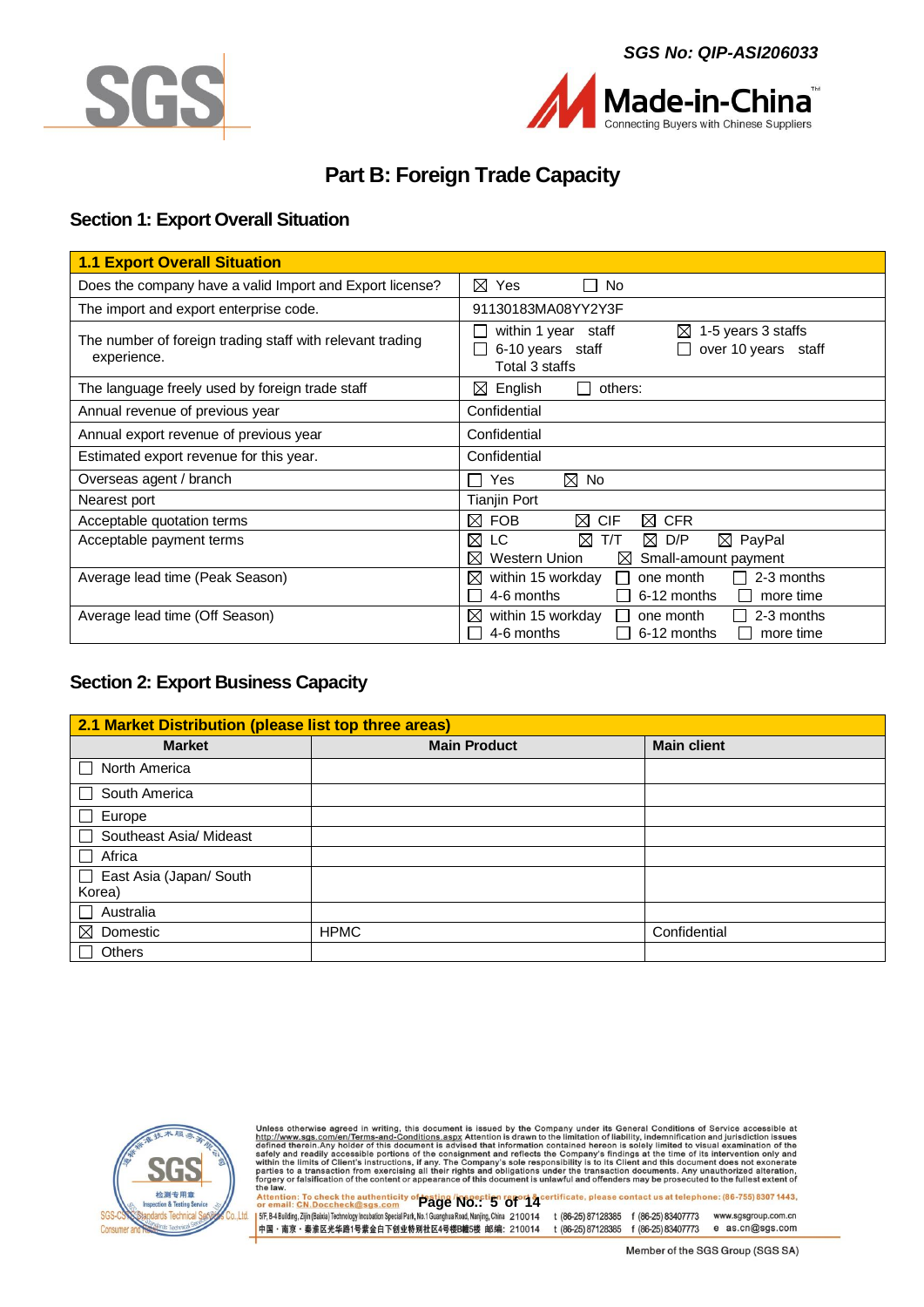# Part B: Foreign Trade Capacity

## Section 1: Export Overall Situation

| 1.1 Export Overall Situation | |
|---|---|
| Does the company have a valid Import and Export license? | ☒ Yes ☐ No |
| The import and export enterprise code. | 91130183MA08YY2Y3F |
| The number of foreign trading staff with relevant trading experience. | ☐ within 1 year staff ☒ 1-5 years 3 staffs ☐ 6-10 years staff ☐ over 10 years staff Total 3 staffs |
| The language freely used by foreign trade staff | ☒ English ☐ others: |
| Annual revenue of previous year | Confidential |
| Annual export revenue of previous year | Confidential |
| Estimated export revenue for this year. | Confidential |
| Overseas agent / branch | ☐ Yes ☒ No |
| Nearest port | Tianjin Port |
| Acceptable quotation terms | ☒ FOB ☒ CIF ☒ CFR |
| Acceptable payment terms | ☒ LC ☒ T/T ☒ D/P ☒ PayPal ☒ Western Union ☒ Small-amount payment |
| Average lead time (Peak Season) | ☒ within 15 workday ☐ one month ☐ 2-3 months ☐ 4-6 months ☐ 6-12 months ☐ more time |
| Average lead time (Off Season) | ☒ within 15 workday ☐ one month ☐ 2-3 months ☐ 4-6 months ☐ 6-12 months ☐ more time |

## Section 2: Export Business Capacity

| 2.1 Market Distribution (please list top three areas) | | |
|---|---|---|
| **Market** | **Main Product** | **Main client** |
| ☐ North America | | |
| ☐ South America | | |
| ☐ Europe | | |
| ☐ Southeast Asia/ Mideast | | |
| ☐ Africa | | |
| ☐ East Asia (Japan/ South Korea) | | |
| ☐ Australia | | |
| ☒ Domestic | HPMC | Confidential |
| ☐ Others | | |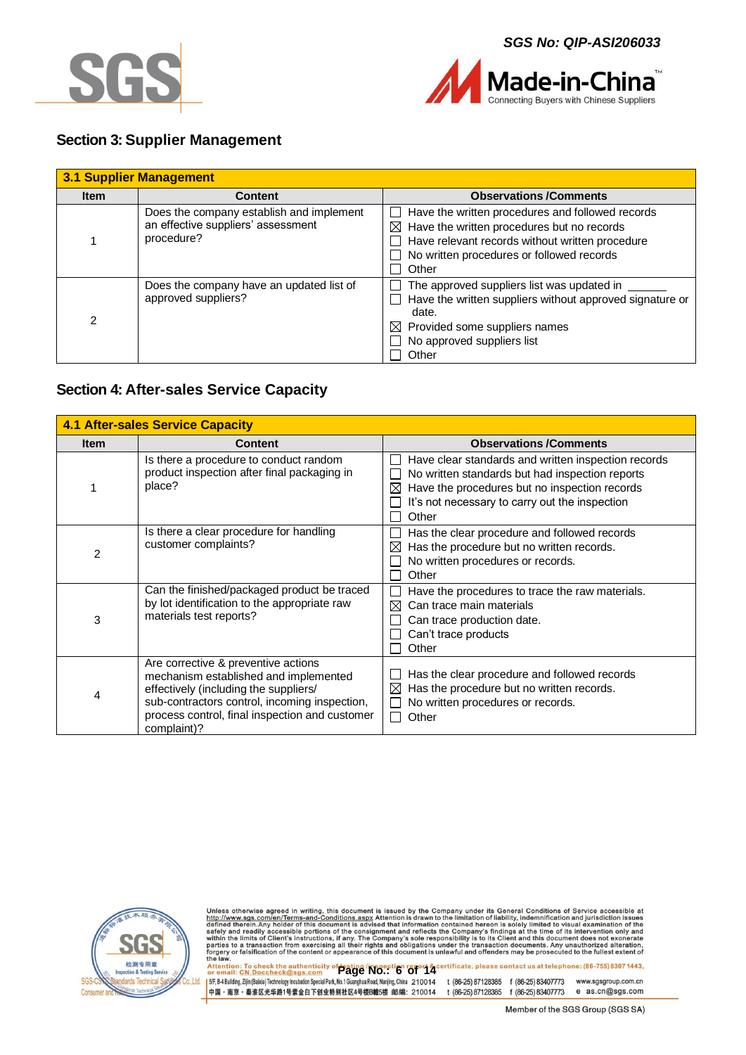## Section 3: Supplier Management

| 3.1 Supplier Management | | |
|---|---|---|
| Item | Content | Observations /Comments |
| 1 | Does the company establish and implement an effective suppliers' assessment procedure? | ☐ Have the written procedures and followed records<br>☒ Have the written procedures but no records<br>☐ Have relevant records without written procedure<br>☐ No written procedures or followed records<br>☐ Other |
| 2 | Does the company have an updated list of approved suppliers? | ☐ The approved suppliers list was updated in ______<br>☐ Have the written suppliers without approved signature or date.<br>☒ Provided some suppliers names<br>☐ No approved suppliers list<br>☐ Other |

## Section 4: After-sales Service Capacity

| 4.1 After-sales Service Capacity | | |
|---|---|---|
| Item | Content | Observations /Comments |
| 1 | Is there a procedure to conduct random product inspection after final packaging in place? | ☐ Have clear standards and written inspection records<br>☐ No written standards but had inspection reports<br>☒ Have the procedures but no inspection records<br>☐ It's not necessary to carry out the inspection<br>☐ Other |
| 2 | Is there a clear procedure for handling customer complaints? | ☐ Has the clear procedure and followed records<br>☒ Has the procedure but no written records.<br>☐ No written procedures or records.<br>☐ Other |
| 3 | Can the finished/packaged product be traced by lot identification to the appropriate raw materials test reports? | ☐ Have the procedures to trace the raw materials.<br>☒ Can trace main materials<br>☐ Can trace production date.<br>☐ Can't trace products<br>☐ Other |
| 4 | Are corrective & preventive actions mechanism established and implemented effectively (including the suppliers/ sub-contractors control, incoming inspection, process control, final inspection and customer complaint)? | ☐ Has the clear procedure and followed records<br>☒ Has the procedure but no written records.<br>☐ No written procedures or records.<br>☐ Other |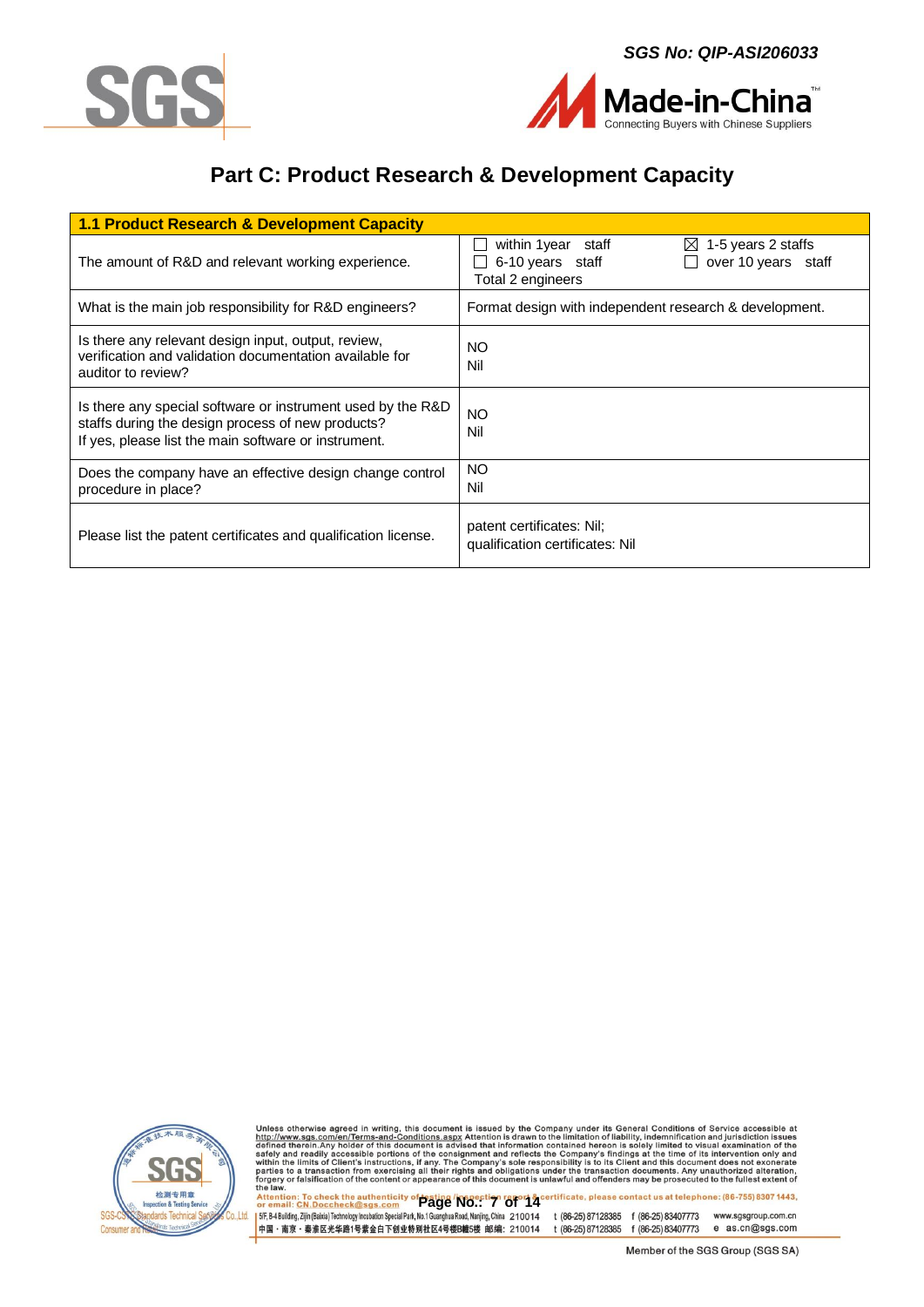# Part C: Product Research & Development Capacity

| 1.1 Product Research & Development Capacity | |
|---|---|
| The amount of R&D and relevant working experience. | ☐ within 1year staff ☒ 1-5 years 2 staffs<br>☐ 6-10 years staff ☐ over 10 years staff<br>Total 2 engineers |
| What is the main job responsibility for R&D engineers? | Format design with independent research & development. |
| Is there any relevant design input, output, review, verification and validation documentation available for auditor to review? | NO<br>Nil |
| Is there any special software or instrument used by the R&D staffs during the design process of new products?<br>If yes, please list the main software or instrument. | NO<br>Nil |
| Does the company have an effective design change control procedure in place? | NO<br>Nil |
| Please list the patent certificates and qualification license. | patent certificates: Nil;<br>qualification certificates: Nil |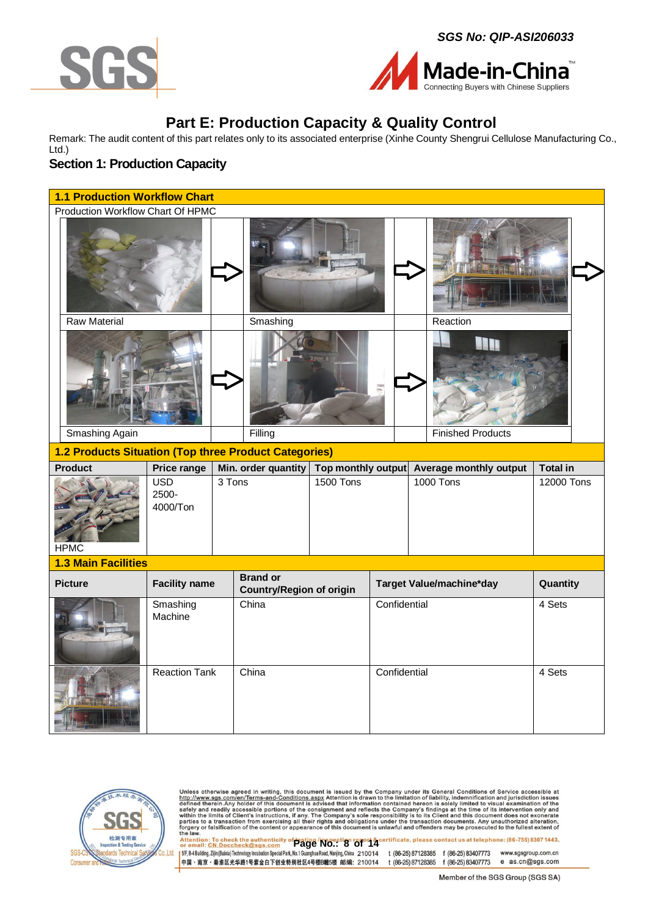## Part E: Production Capacity & Quality Control

Remark: The audit content of this part relates only to its associated enterprise (Xinhe County Shengrui Cellulose Manufacturing Co., Ltd.)

### Section 1: Production Capacity

**1.1 Production Workflow Chart**

Production Workflow Chart Of HPMC

| | | | | | |
|---|---|---|---|---|---|
| Raw Material | ⇨ | Smashing | ⇨ | Reaction | ⇨ |
| Smashing Again | ⇨ | Filling | ⇨ | Finished Products | |

**1.2 Products Situation (Top three Product Categories)**

| Product | Price range | Min. order quantity | Top monthly output | Average monthly output | Total in |
|---|---|---|---|---|---|
| HPMC | USD 2500-4000/Ton | 3 Tons | 1500 Tons | 1000 Tons | 12000 Tons |

**1.3 Main Facilities**

| Picture | Facility name | Brand or Country/Region of origin | Target Value/machine*day | Quantity |
|---|---|---|---|---|
| | Smashing Machine | China | Confidential | 4 Sets |
| | Reaction Tank | China | Confidential | 4 Sets |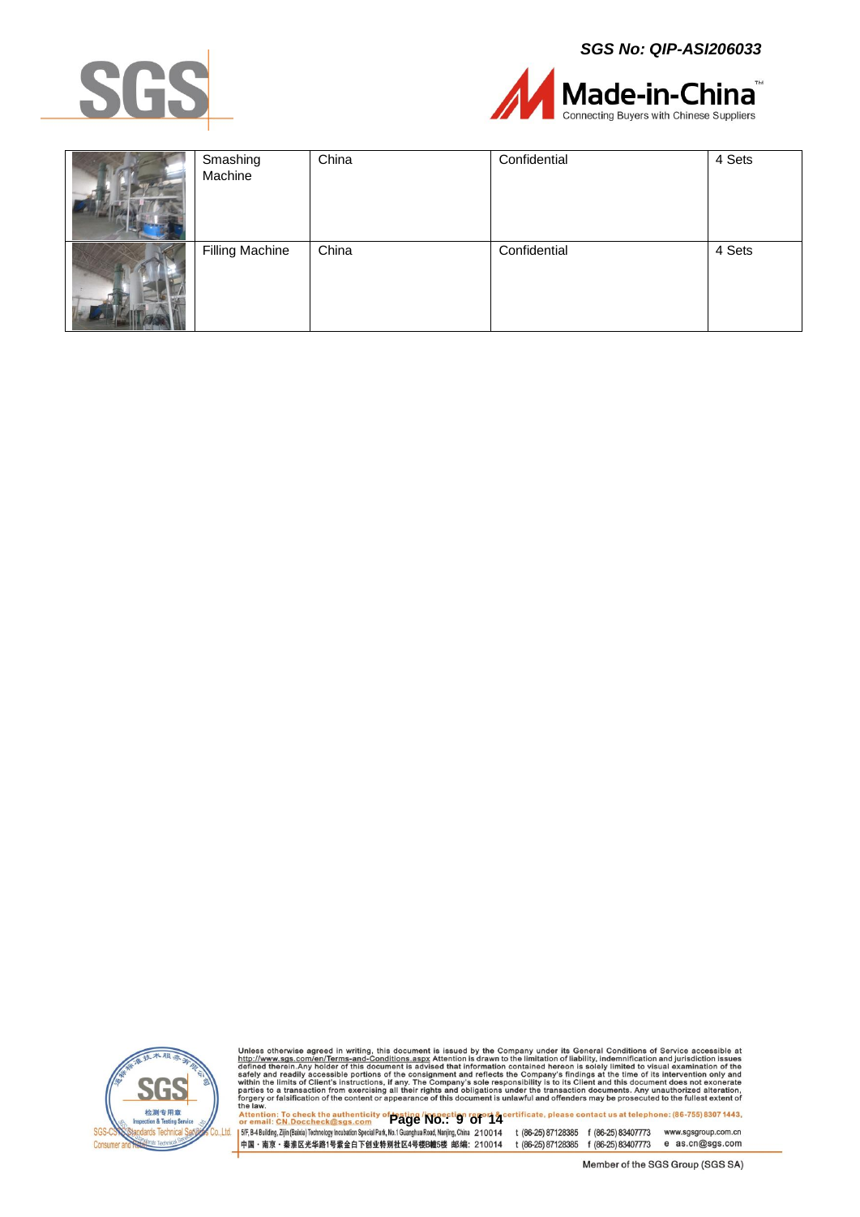| | Smashing Machine | China | Confidential | 4 Sets |
|---|---|---|---|---|
| | Filling Machine | China | Confidential | 4 Sets |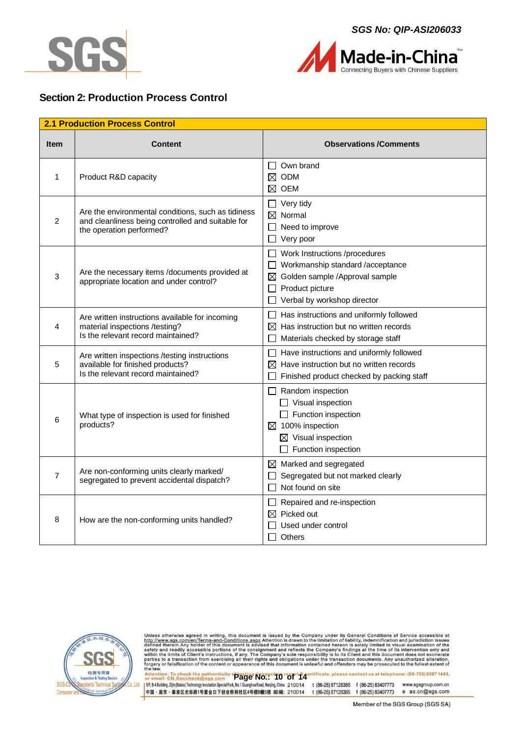SGS No: QIP-ASI206033

## Section 2: Production Process Control

| 2.1 Production Process Control | | |
|---|---|---|
| **Item** | **Content** | **Observations /Comments** |
| 1 | Product R&D capacity | ☐ Own brand<br>☒ ODM<br>☒ OEM |
| 2 | Are the environmental conditions, such as tidiness and cleanliness being controlled and suitable for the operation performed? | ☐ Very tidy<br>☒ Normal<br>☐ Need to improve<br>☐ Very poor |
| 3 | Are the necessary items /documents provided at appropriate location and under control? | ☐ Work Instructions /procedures<br>☐ Workmanship standard /acceptance<br>☒ Golden sample /Approval sample<br>☐ Product picture<br>☐ Verbal by workshop director |
| 4 | Are written instructions available for incoming material inspections /testing?<br>Is the relevant record maintained? | ☐ Has instructions and uniformly followed<br>☒ Has instruction but no written records<br>☐ Materials checked by storage staff |
| 5 | Are written inspections /testing instructions available for finished products?<br>Is the relevant record maintained? | ☐ Have instructions and uniformly followed<br>☒ Have instruction but no written records<br>☐ Finished product checked by packing staff |
| 6 | What type of inspection is used for finished products? | ☐ Random inspection<br>&nbsp;&nbsp;☐ Visual inspection<br>&nbsp;&nbsp;☐ Function inspection<br>☒ 100% inspection<br>&nbsp;&nbsp;☒ Visual inspection<br>&nbsp;&nbsp;☐ Function inspection |
| 7 | Are non-conforming units clearly marked/ segregated to prevent accidental dispatch? | ☒ Marked and segregated<br>☐ Segregated but not marked clearly<br>☐ Not found on site |
| 8 | How are the non-conforming units handled? | ☐ Repaired and re-inspection<br>☒ Picked out<br>☐ Used under control<br>☐ Others |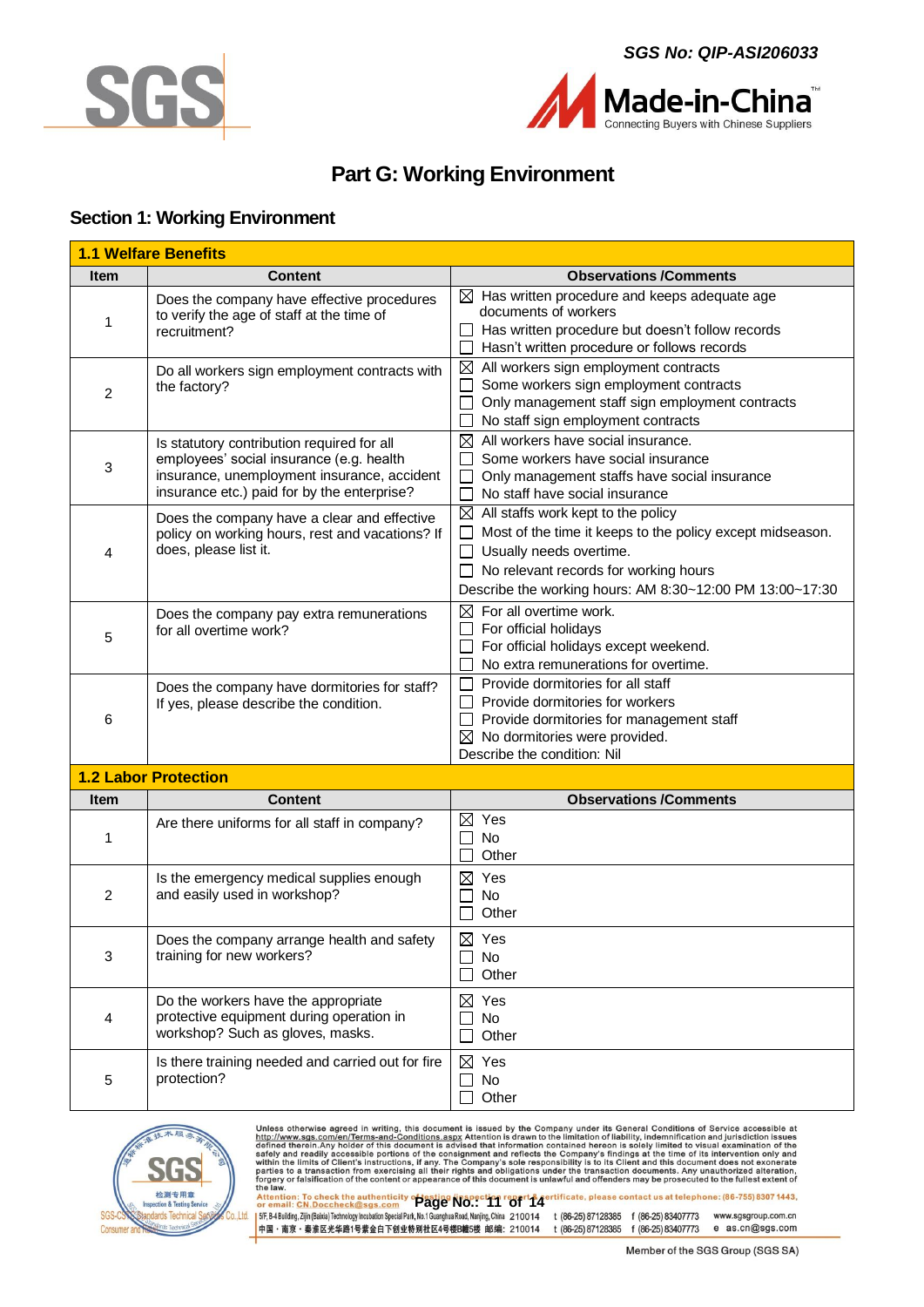SGS No: QIP-ASI206033

# Part G: Working Environment

## Section 1: Working Environment

| 1.1 Welfare Benefits | | |
|---|---|---|
| **Item** | **Content** | **Observations /Comments** |
| 1 | Does the company have effective procedures to verify the age of staff at the time of recruitment? | ☒ Has written procedure and keeps adequate age documents of workers<br>☐ Has written procedure but doesn't follow records<br>☐ Hasn't written procedure or follows records |
| 2 | Do all workers sign employment contracts with the factory? | ☒ All workers sign employment contracts<br>☐ Some workers sign employment contracts<br>☐ Only management staff sign employment contracts<br>☐ No staff sign employment contracts |
| 3 | Is statutory contribution required for all employees' social insurance (e.g. health insurance, unemployment insurance, accident insurance etc.) paid for by the enterprise? | ☒ All workers have social insurance.<br>☐ Some workers have social insurance<br>☐ Only management staffs have social insurance<br>☐ No staff have social insurance |
| 4 | Does the company have a clear and effective policy on working hours, rest and vacations? If does, please list it. | ☒ All staffs work kept to the policy<br>☐ Most of the time it keeps to the policy except midseason.<br>☐ Usually needs overtime.<br>☐ No relevant records for working hours<br>Describe the working hours: AM 8:30~12:00 PM 13:00~17:30 |
| 5 | Does the company pay extra remunerations for all overtime work? | ☒ For all overtime work.<br>☐ For official holidays<br>☐ For official holidays except weekend.<br>☐ No extra remunerations for overtime. |
| 6 | Does the company have dormitories for staff? If yes, please describe the condition. | ☐ Provide dormitories for all staff<br>☐ Provide dormitories for workers<br>☐ Provide dormitories for management staff<br>☒ No dormitories were provided.<br>Describe the condition: Nil |

| 1.2 Labor Protection | | |
|---|---|---|
| **Item** | **Content** | **Observations /Comments** |
| 1 | Are there uniforms for all staff in company? | ☒ Yes<br>☐ No<br>☐ Other |
| 2 | Is the emergency medical supplies enough and easily used in workshop? | ☒ Yes<br>☐ No<br>☐ Other |
| 3 | Does the company arrange health and safety training for new workers? | ☒ Yes<br>☐ No<br>☐ Other |
| 4 | Do the workers have the appropriate protective equipment during operation in workshop? Such as gloves, masks. | ☒ Yes<br>☐ No<br>☐ Other |
| 5 | Is there training needed and carried out for fire protection? | ☒ Yes<br>☐ No<br>☐ Other |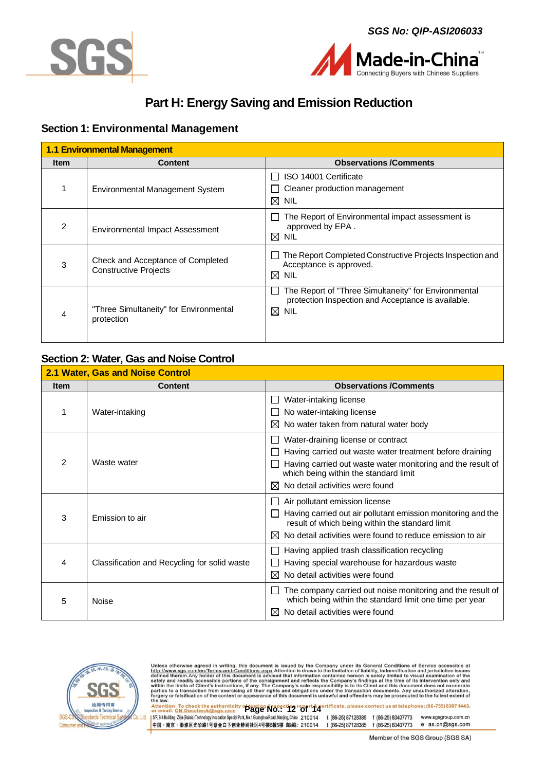SGS No: QIP-ASI206033

# Part H: Energy Saving and Emission Reduction

## Section 1: Environmental Management

| 1.1 Environmental Management | | |
|---|---|---|
| **Item** | **Content** | **Observations /Comments** |
| 1 | Environmental Management System | ☐ ISO 14001 Certificate<br>☐ Cleaner production management<br>☒ NIL |
| 2 | Environmental Impact Assessment | ☐ The Report of Environmental impact assessment is approved by EPA .<br>☒ NIL |
| 3 | Check and Acceptance of Completed Constructive Projects | ☐ The Report Completed Constructive Projects Inspection and Acceptance is approved.<br>☒ NIL |
| 4 | "Three Simultaneity" for Environmental protection | ☐ The Report of "Three Simultaneity" for Environmental protection Inspection and Acceptance is available.<br>☒ NIL |

## Section 2: Water, Gas and Noise Control

| 2.1 Water, Gas and Noise Control | | |
|---|---|---|
| **Item** | **Content** | **Observations /Comments** |
| 1 | Water-intaking | ☐ Water-intaking license<br>☐ No water-intaking license<br>☒ No water taken from natural water body |
| 2 | Waste water | ☐ Water-draining license or contract<br>☐ Having carried out waste water treatment before draining<br>☐ Having carried out waste water monitoring and the result of which being within the standard limit<br>☒ No detail activities were found |
| 3 | Emission to air | ☐ Air pollutant emission license<br>☐ Having carried out air pollutant emission monitoring and the result of which being within the standard limit<br>☒ No detail activities were found to reduce emission to air |
| 4 | Classification and Recycling for solid waste | ☐ Having applied trash classification recycling<br>☐ Having special warehouse for hazardous waste<br>☒ No detail activities were found |
| 5 | Noise | ☐ The company carried out noise monitoring and the result of which being within the standard limit one time per year<br>☒ No detail activities were found |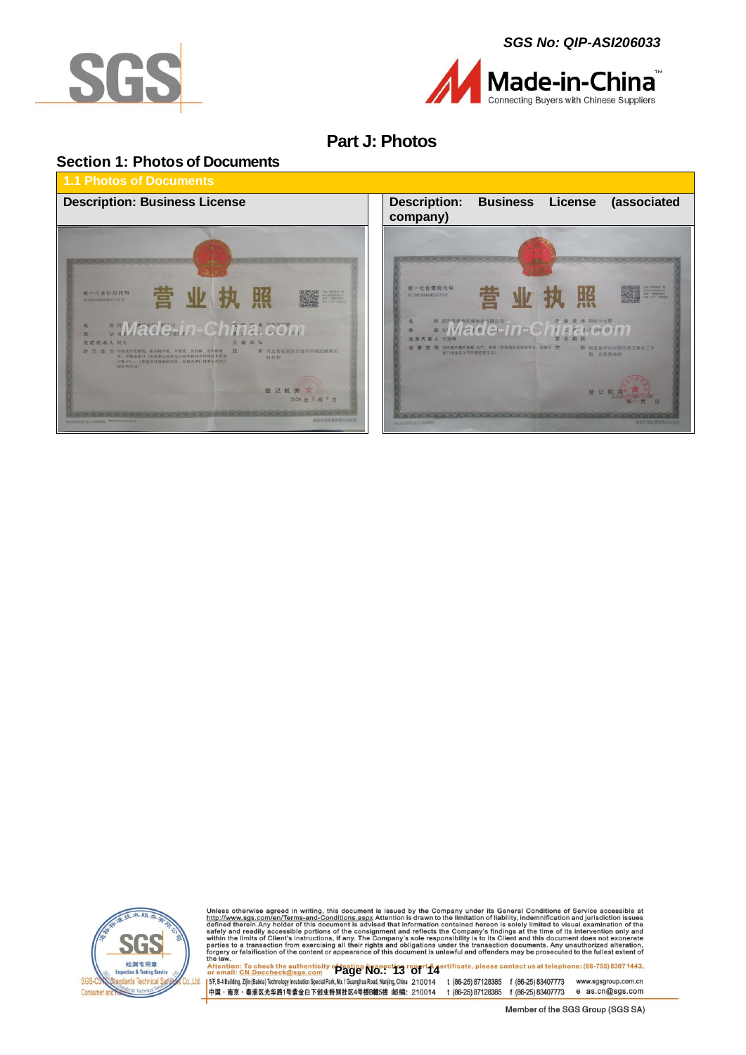SGS No: QIP-ASI206033

# Part J: Photos

## Section 1: Photos of Documents

| 1.1 Photos of Documents | |
|---|---|
| Description: Business License | Description: Business License (associated company) |

Unless otherwise agreed in writing, this document is issued by the Company under its General Conditions of Service accessible at http://www.sgs.com/en/Terms-and-Conditions.aspx Attention is drawn to the limitation of liability, indemnification and jurisdiction issues defined therein. Any holder of this document is advised that information contained hereon is solely limited to visual examination of the safely and readily accessible portions of the consignment and reflects the Company's findings at the time of its intervention only and within the limits of Client's instructions, if any. The Company's sole responsibility is to its Client and this document does not exonerate parties to a transaction from exercising all their rights and obligations under the transaction documents. Any unauthorized alteration, forgery or falsification of the content or appearance of this document is unlawful and offenders may be prosecuted to the fullest extent of the law.

Attention: To check the authenticity of testing/inspection report & certificate, please contact us at telephone: (86-755) 8307 1443, or email: CN.Doccheck@sgs.com

SGS-CSTC Standards Technical Services Co.,Ltd. | 5/F, B-4 Building, Zijin (Baixia) Technology Incubation Special Park, No.1 Guanghua Road, Nanjing, China 210014 | t (86-25) 87128385 | f (86-25) 83407773 | www.sgsgroup.com.cn

中国・南京・秦淮区光华路1号紫金白下创业特别社区4号楼B幢5楼 邮编: 210014 | t (86-25) 87128385 | f (86-25) 83407773 | e as.cn@sgs.com

Member of the SGS Group (SGS SA)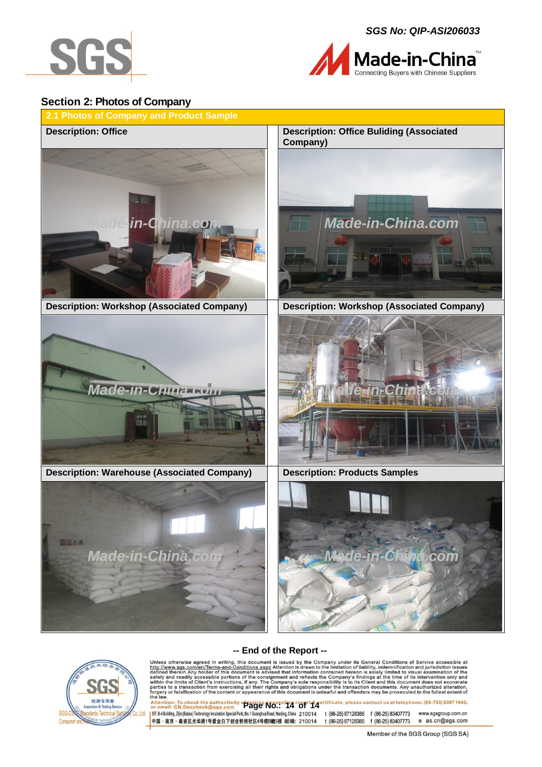SGS No: QIP-ASI206033

## Section 2: Photos of Company

### 2.1 Photos of Company and Product Sample

| | |
|---|---|
| **Description: Office** | **Description: Office Buliding (Associated Company)** |
| **Description: Workshop (Associated Company)** | **Description: Workshop (Associated Company)** |
| **Description: Warehouse (Associated Company)** | **Description: Products Samples** |

**-- End of the Report --**

Unless otherwise agreed in writing, this document is issued by the Company under its General Conditions of Service accessible at http://www.sgs.com/en/Terms-and-Conditions.aspx Attention is drawn to the limitation of liability, indemnification and jurisdiction issues defined therein.Any holder of this document is advised that information contained hereon is solely limited to visual examination of the safely and readily accessible portions of the consignment and reflects the Company's findings at the time of its intervention only and within the limits of Client's instructions, if any. The Company's sole responsibility is to its Client and this document does not exonerate parties to a transaction from exercising all their rights and obligations under the transaction documents. Any unauthorized alteration, forgery or falsification of the content or appearance of this document is unlawful and offenders may be prosecuted to the fullest extent of the law.

Attention: To check the authenticity of testing/inspection report & certificate, please contact us at telephone: (86-755) 8307 1443, or email: CN.Doccheck@sgs.com

SGS-CSTC Standards Technical Services Co.,Ltd. | 5/F, B-4 Building, Zijin (Baixia) Technology Incubation Special Park, No.1 Guanghua Road, Nanjing, China 210014 t (86-25) 87128385 f (86-25) 83407773 www.sgsgroup.com.cn

中国・南京・秦淮区光华路1号紫金白下创业特别社区4号楼B幢5楼 邮编: 210014 t (86-25) 87128385 f (86-25) 83407773 e as.cn@sgs.com

Member of the SGS Group (SGS SA)